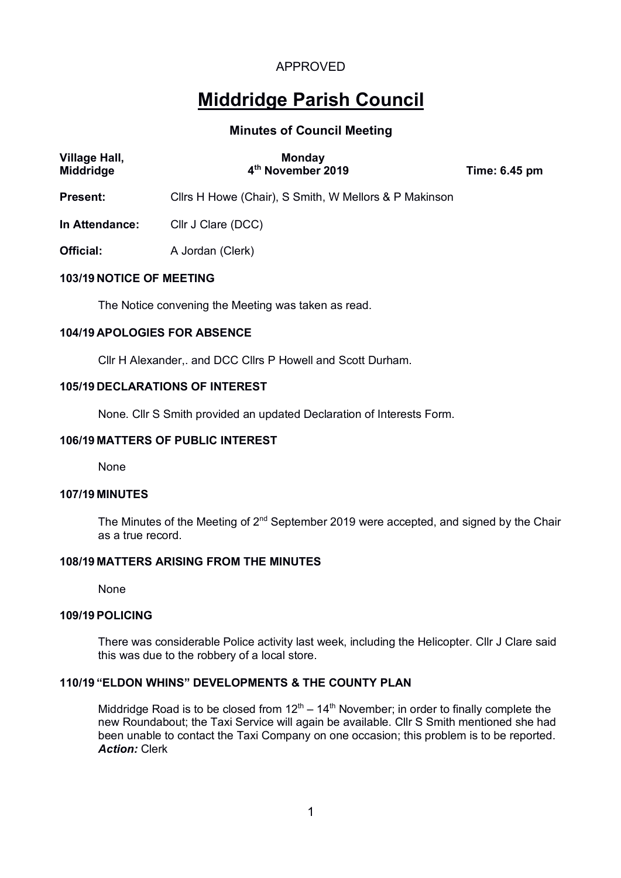APPROVED

# Middridge Parish Council

## Minutes of Council Meeting

| **Village Hall, Middridge** | **Monday 4th November 2019** | **Time: 6.45 pm** |
|---|---|---|

**Present:** Cllrs H Howe (Chair), S Smith, W Mellors & P Makinson

**In Attendance:** Cllr J Clare (DCC)

**Official:** A Jordan (Clerk)

### 103/19 NOTICE OF MEETING

The Notice convening the Meeting was taken as read.

### 104/19 APOLOGIES FOR ABSENCE

Cllr H Alexander,. and DCC Cllrs P Howell and Scott Durham.

### 105/19 DECLARATIONS OF INTEREST

None. Cllr S Smith provided an updated Declaration of Interests Form.

### 106/19 MATTERS OF PUBLIC INTEREST

None

### 107/19 MINUTES

The Minutes of the Meeting of 2nd September 2019 were accepted, and signed by the Chair as a true record.

### 108/19 MATTERS ARISING FROM THE MINUTES

None

### 109/19 POLICING

There was considerable Police activity last week, including the Helicopter. Cllr J Clare said this was due to the robbery of a local store.

### 110/19 "ELDON WHINS" DEVELOPMENTS & THE COUNTY PLAN

Middridge Road is to be closed from 12th – 14th November; in order to finally complete the new Roundabout; the Taxi Service will again be available. Cllr S Smith mentioned she had been unable to contact the Taxi Company on one occasion; this problem is to be reported.
***Action:*** Clerk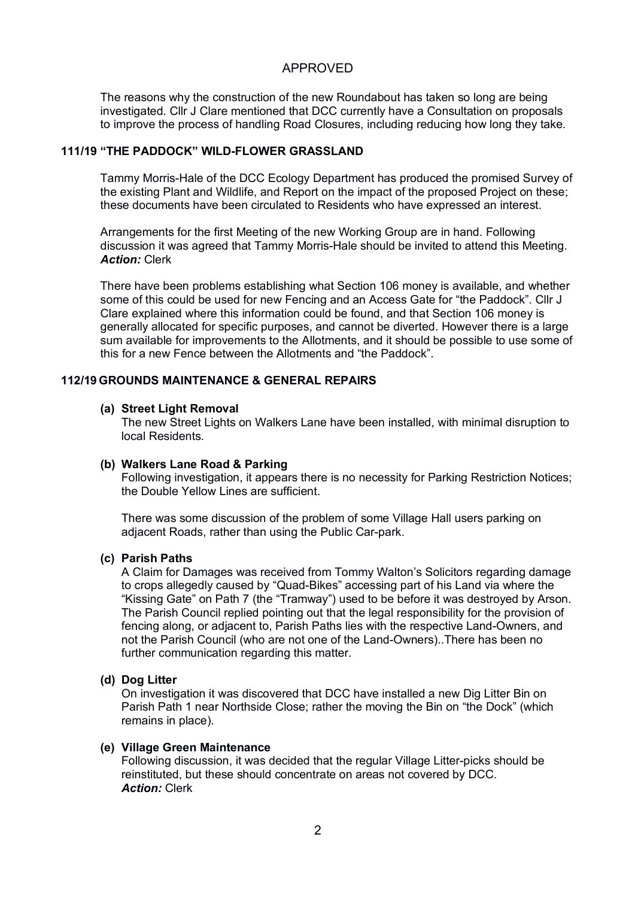APPROVED

The reasons why the construction of the new Roundabout has taken so long are being investigated. Cllr J Clare mentioned that DCC currently have a Consultation on proposals to improve the process of handling Road Closures, including reducing how long they take.

## 111/19 "THE PADDOCK" WILD-FLOWER GRASSLAND

Tammy Morris-Hale of the DCC Ecology Department has produced the promised Survey of the existing Plant and Wildlife, and Report on the impact of the proposed Project on these; these documents have been circulated to Residents who have expressed an interest.

Arrangements for the first Meeting of the new Working Group are in hand. Following discussion it was agreed that Tammy Morris-Hale should be invited to attend this Meeting.
***Action:*** Clerk

There have been problems establishing what Section 106 money is available, and whether some of this could be used for new Fencing and an Access Gate for "the Paddock". Cllr J Clare explained where this information could be found, and that Section 106 money is generally allocated for specific purposes, and cannot be diverted. However there is a large sum available for improvements to the Allotments, and it should be possible to use some of this for a new Fence between the Allotments and "the Paddock".

## 112/19 GROUNDS MAINTENANCE & GENERAL REPAIRS

**(a) Street Light Removal**
The new Street Lights on Walkers Lane have been installed, with minimal disruption to local Residents.

**(b) Walkers Lane Road & Parking**
Following investigation, it appears there is no necessity for Parking Restriction Notices; the Double Yellow Lines are sufficient.

There was some discussion of the problem of some Village Hall users parking on adjacent Roads, rather than using the Public Car-park.

**(c) Parish Paths**
A Claim for Damages was received from Tommy Walton's Solicitors regarding damage to crops allegedly caused by "Quad-Bikes" accessing part of his Land via where the "Kissing Gate" on Path 7 (the "Tramway") used to be before it was destroyed by Arson. The Parish Council replied pointing out that the legal responsibility for the provision of fencing along, or adjacent to, Parish Paths lies with the respective Land-Owners, and not the Parish Council (who are not one of the Land-Owners)..There has been no further communication regarding this matter.

**(d) Dog Litter**
On investigation it was discovered that DCC have installed a new Dig Litter Bin on Parish Path 1 near Northside Close; rather the moving the Bin on "the Dock" (which remains in place).

**(e) Village Green Maintenance**
Following discussion, it was decided that the regular Village Litter-picks should be reinstituted, but these should concentrate on areas not covered by DCC.
***Action:*** Clerk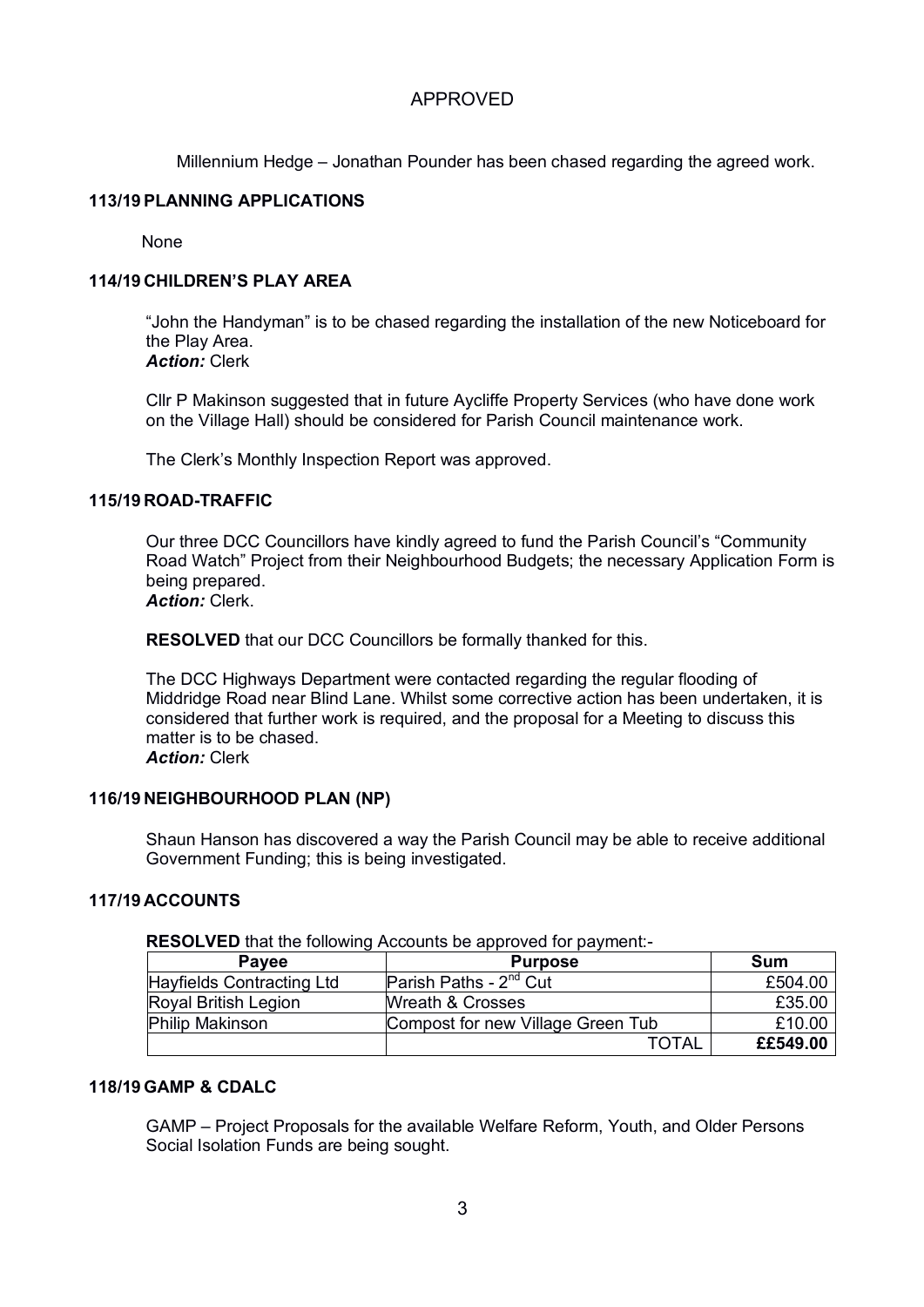APPROVED

Millennium Hedge – Jonathan Pounder has been chased regarding the agreed work.

**113/19 PLANNING APPLICATIONS**

None

**114/19 CHILDREN'S PLAY AREA**

"John the Handyman" is to be chased regarding the installation of the new Noticeboard for the Play Area.
***Action:*** Clerk

Cllr P Makinson suggested that in future Aycliffe Property Services (who have done work on the Village Hall) should be considered for Parish Council maintenance work.

The Clerk's Monthly Inspection Report was approved.

**115/19 ROAD-TRAFFIC**

Our three DCC Councillors have kindly agreed to fund the Parish Council's "Community Road Watch" Project from their Neighbourhood Budgets; the necessary Application Form is being prepared.
***Action:*** Clerk.

**RESOLVED** that our DCC Councillors be formally thanked for this.

The DCC Highways Department were contacted regarding the regular flooding of Middridge Road near Blind Lane. Whilst some corrective action has been undertaken, it is considered that further work is required, and the proposal for a Meeting to discuss this matter is to be chased.
***Action:*** Clerk

**116/19 NEIGHBOURHOOD PLAN (NP)**

Shaun Hanson has discovered a way the Parish Council may be able to receive additional Government Funding; this is being investigated.

**117/19 ACCOUNTS**

**RESOLVED** that the following Accounts be approved for payment:-

| Payee | Purpose | Sum |
|---|---|---|
| Hayfields Contracting Ltd | Parish Paths - 2nd Cut | £504.00 |
| Royal British Legion | Wreath & Crosses | £35.00 |
| Philip Makinson | Compost for new Village Green Tub | £10.00 |
| | TOTAL | **££549.00** |

**118/19 GAMP & CDALC**

GAMP – Project Proposals for the available Welfare Reform, Youth, and Older Persons Social Isolation Funds are being sought.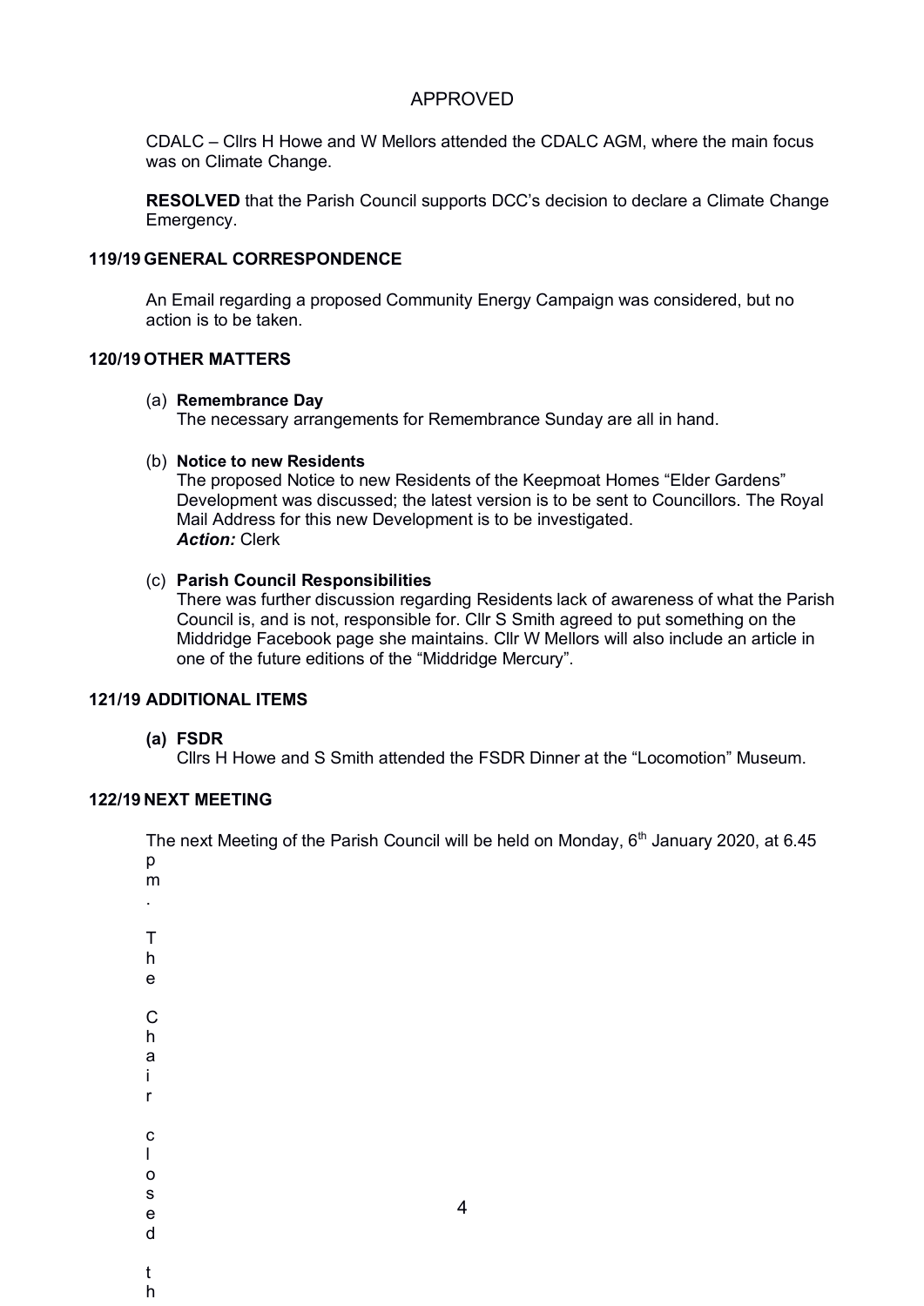APPROVED

CDALC – Cllrs H Howe and W Mellors attended the CDALC AGM, where the main focus was on Climate Change.

**RESOLVED** that the Parish Council supports DCC's decision to declare a Climate Change Emergency.

### 119/19 GENERAL CORRESPONDENCE

An Email regarding a proposed Community Energy Campaign was considered, but no action is to be taken.

### 120/19 OTHER MATTERS

(a) **Remembrance Day**
The necessary arrangements for Remembrance Sunday are all in hand.

(b) **Notice to new Residents**
The proposed Notice to new Residents of the Keepmoat Homes "Elder Gardens" Development was discussed; the latest version is to be sent to Councillors. The Royal Mail Address for this new Development is to be investigated.
***Action:*** Clerk

(c) **Parish Council Responsibilities**
There was further discussion regarding Residents lack of awareness of what the Parish Council is, and is not, responsible for. Cllr S Smith agreed to put something on the Middridge Facebook page she maintains. Cllr W Mellors will also include an article in one of the future editions of the "Middridge Mercury".

### 121/19 ADDITIONAL ITEMS

**(a) FSDR**
Cllrs H Howe and S Smith attended the FSDR Dinner at the "Locomotion" Museum.

### 122/19 NEXT MEETING

The next Meeting of the Parish Council will be held on Monday, 6th January 2020, at 6.45 p m.

The Chair closed th